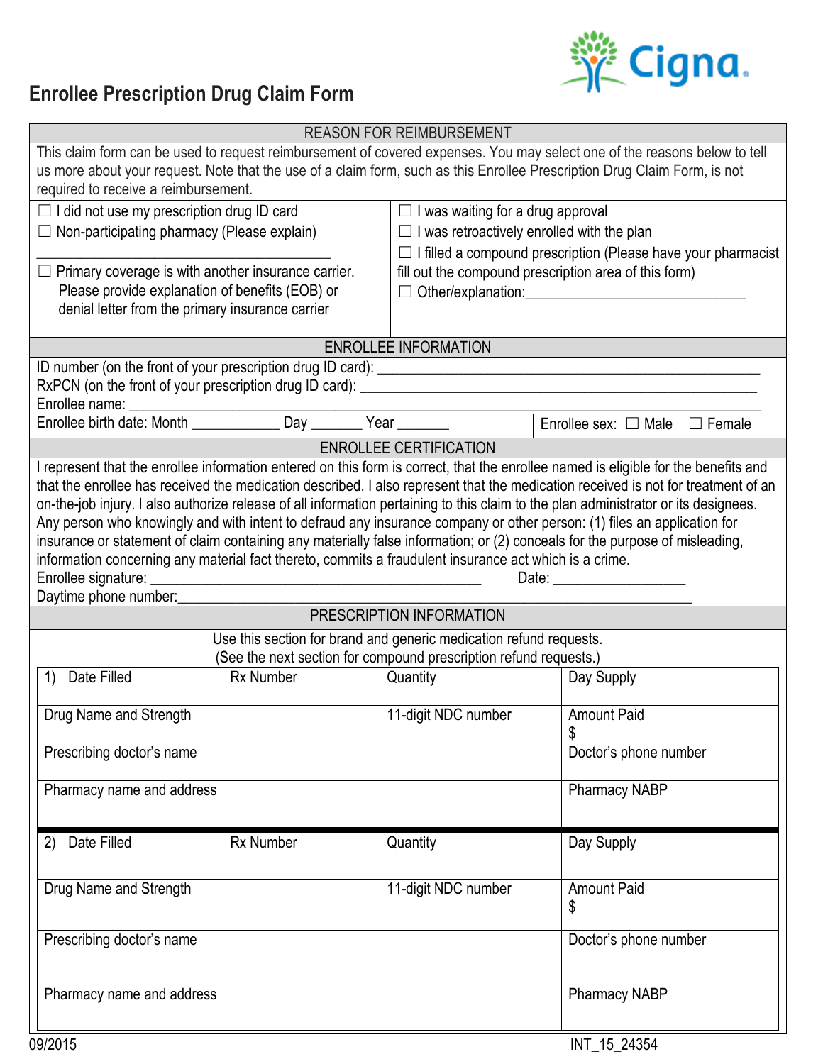# Enrollee Prescription Drug Claim Form

## REASON FOR REIMBURSEMENT

This claim form can be used to request reimbursement of covered expenses. You may select one of the reasons below to tell us more about your request. Note that the use of a claim form, such as this Enrollee Prescription Drug Claim Form, is not required to receive a reimbursement.

- ☐ I did not use my prescription drug ID card
- ☐ Non-participating pharmacy (Please explain) ________________________________________
- ☐ Primary coverage is with another insurance carrier. Please provide explanation of benefits (EOB) or denial letter from the primary insurance carrier
- ☐ I was waiting for a drug approval
- ☐ I was retroactively enrolled with the plan
- ☐ I filled a compound prescription (Please have your pharmacist fill out the compound prescription area of this form)
- ☐ Other/explanation:______________________________

## ENROLLEE INFORMATION

ID number (on the front of your prescription drug ID card): ____________________________________________________

RxPCN (on the front of your prescription drug ID card): ____________________________________________________

Enrollee name: ____________________________________________________________________________________

Enrollee birth date: Month ____________ Day _______ Year _______

Enrollee sex: ☐ Male ☐ Female

## ENROLLEE CERTIFICATION

I represent that the enrollee information entered on this form is correct, that the enrollee named is eligible for the benefits and that the enrollee has received the medication described. I also represent that the medication received is not for treatment of an on-the-job injury. I also authorize release of all information pertaining to this claim to the plan administrator or its designees. Any person who knowingly and with intent to defraud any insurance company or other person: (1) files an application for insurance or statement of claim containing any materially false information; or (2) conceals for the purpose of misleading, information concerning any material fact thereto, commits a fraudulent insurance act which is a crime.

Enrollee signature: ____________________________________________ Date: __________________

Daytime phone number:_______________________________________________________________________

## PRESCRIPTION INFORMATION

Use this section for brand and generic medication refund requests.
(See the next section for compound prescription refund requests.)

| 1) Date Filled | Rx Number | Quantity | Day Supply |
|---|---|---|---|
| Drug Name and Strength | | 11-digit NDC number | Amount Paid $ |
| Prescribing doctor's name | | | Doctor's phone number |
| Pharmacy name and address | | | Pharmacy NABP |

| 2) Date Filled | Rx Number | Quantity | Day Supply |
|---|---|---|---|
| Drug Name and Strength | | 11-digit NDC number | Amount Paid $ |
| Prescribing doctor's name | | | Doctor's phone number |
| Pharmacy name and address | | | Pharmacy NABP |

09/2015 INT_15_24354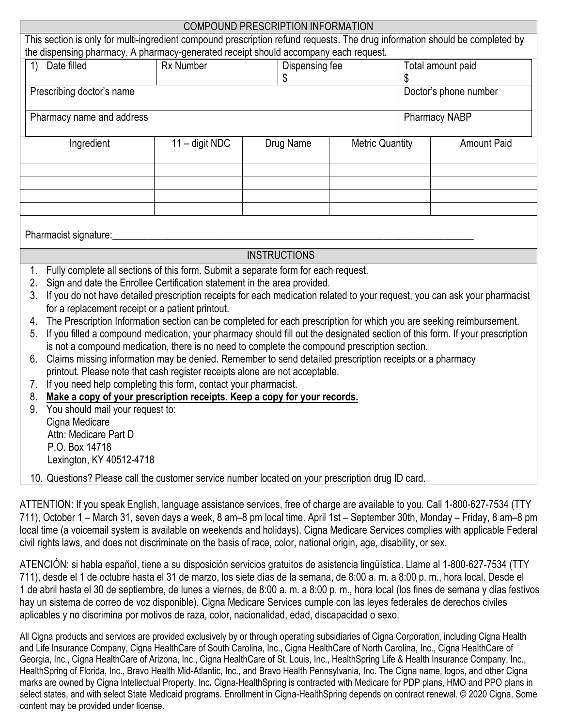## COMPOUND PRESCRIPTION INFORMATION

This section is only for multi-ingredient compound prescription refund requests. The drug information should be completed by the dispensing pharmacy. A pharmacy-generated receipt should accompany each request.

| 1) Date filled | Rx Number | Dispensing fee $ | Total amount paid $ |
|---|---|---|---|
| Prescribing doctor's name | | | Doctor's phone number |
| Pharmacy name and address | | | Pharmacy NABP |

| Ingredient | 11 – digit NDC | Drug Name | Metric Quantity | Amount Paid |
|---|---|---|---|---|
| | | | | |
| | | | | |
| | | | | |
| | | | | |
| | | | | |

Pharmacist signature:\_\_\_\_\_\_\_\_\_\_\_\_\_\_\_\_\_\_\_\_\_\_\_\_\_\_\_\_\_\_\_\_\_\_\_\_\_\_\_\_\_\_\_\_\_\_\_\_\_\_\_\_\_\_\_\_\_\_\_\_

## INSTRUCTIONS

1. Fully complete all sections of this form. Submit a separate form for each request.
2. Sign and date the Enrollee Certification statement in the area provided.
3. If you do not have detailed prescription receipts for each medication related to your request, you can ask your pharmacist for a replacement receipt or a patient printout.
4. The Prescription Information section can be completed for each prescription for which you are seeking reimbursement.
5. If you filled a compound medication, your pharmacy should fill out the designated section of this form. If your prescription is not a compound medication, there is no need to complete the compound prescription section.
6. Claims missing information may be denied. Remember to send detailed prescription receipts or a pharmacy printout. Please note that cash register receipts alone are not acceptable.
7. If you need help completing this form, contact your pharmacist.
8. **Make a copy of your prescription receipts. Keep a copy for your records.**
9. You should mail your request to:
   Cigna Medicare
   Attn: Medicare Part D
   P.O. Box 14718
   Lexington, KY 40512-4718
10. Questions? Please call the customer service number located on your prescription drug ID card.

ATTENTION: If you speak English, language assistance services, free of charge are available to you. Call 1-800-627-7534 (TTY 711), October 1 – March 31, seven days a week, 8 am–8 pm local time. April 1st – September 30th, Monday – Friday, 8 am–8 pm local time (a voicemail system is available on weekends and holidays). Cigna Medicare Services complies with applicable Federal civil rights laws, and does not discriminate on the basis of race, color, national origin, age, disability, or sex.

ATENCIÓN: si habla español, tiene a su disposición servicios gratuitos de asistencia lingüística. Llame al 1-800-627-7534 (TTY 711), desde el 1 de octubre hasta el 31 de marzo, los siete días de la semana, de 8:00 a. m. a 8:00 p. m., hora local. Desde el 1 de abril hasta el 30 de septiembre, de lunes a viernes, de 8:00 a. m. a 8:00 p. m., hora local (los fines de semana y días festivos hay un sistema de correo de voz disponible). Cigna Medicare Services cumple con las leyes federales de derechos civiles aplicables y no discrimina por motivos de raza, color, nacionalidad, edad, discapacidad o sexo.

All Cigna products and services are provided exclusively by or through operating subsidiaries of Cigna Corporation, including Cigna Health and Life Insurance Company, Cigna HealthCare of South Carolina, Inc., Cigna HealthCare of North Carolina, Inc., Cigna HealthCare of Georgia, Inc., Cigna HealthCare of Arizona, Inc., Cigna HealthCare of St. Louis, Inc., HealthSpring Life & Health Insurance Company, Inc., HealthSpring of Florida, Inc., Bravo Health Mid-Atlantic, Inc., and Bravo Health Pennsylvania, Inc. The Cigna name, logos, and other Cigna marks are owned by Cigna Intellectual Property, Inc. Cigna-HealthSpring is contracted with Medicare for PDP plans, HMO and PPO plans in select states, and with select State Medicaid programs. Enrollment in Cigna-HealthSpring depends on contract renewal. © 2020 Cigna. Some content may be provided under license.